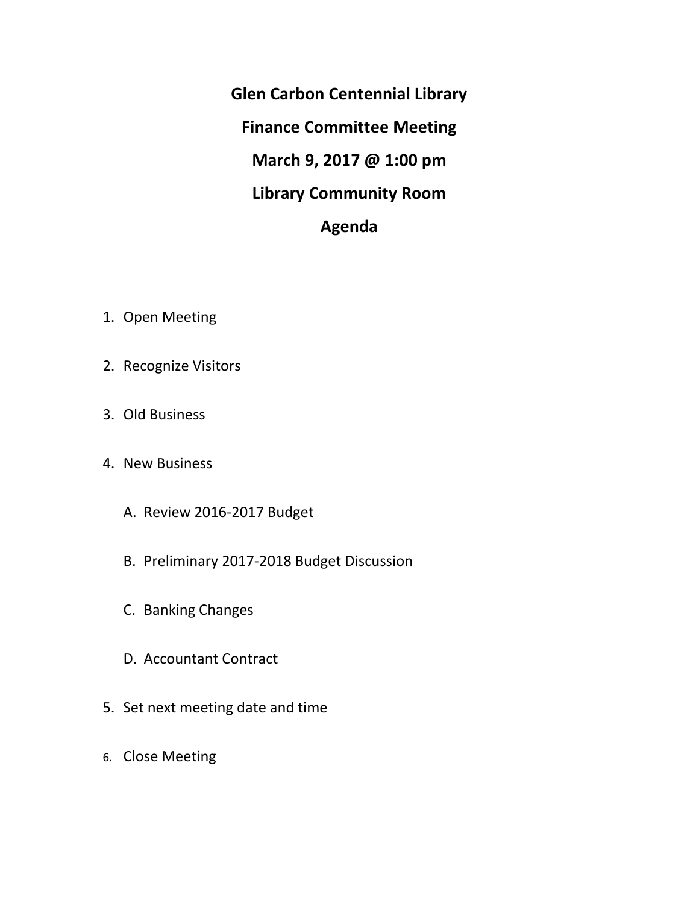# Glen Carbon Centennial Library

## Finance Committee Meeting

## March 9, 2017 @ 1:00 pm

## Library Community Room

## Agenda

1. Open Meeting
2. Recognize Visitors
3. Old Business
4. New Business
   - A. Review 2016-2017 Budget
   - B. Preliminary 2017-2018 Budget Discussion
   - C. Banking Changes
   - D. Accountant Contract
5. Set next meeting date and time
6. Close Meeting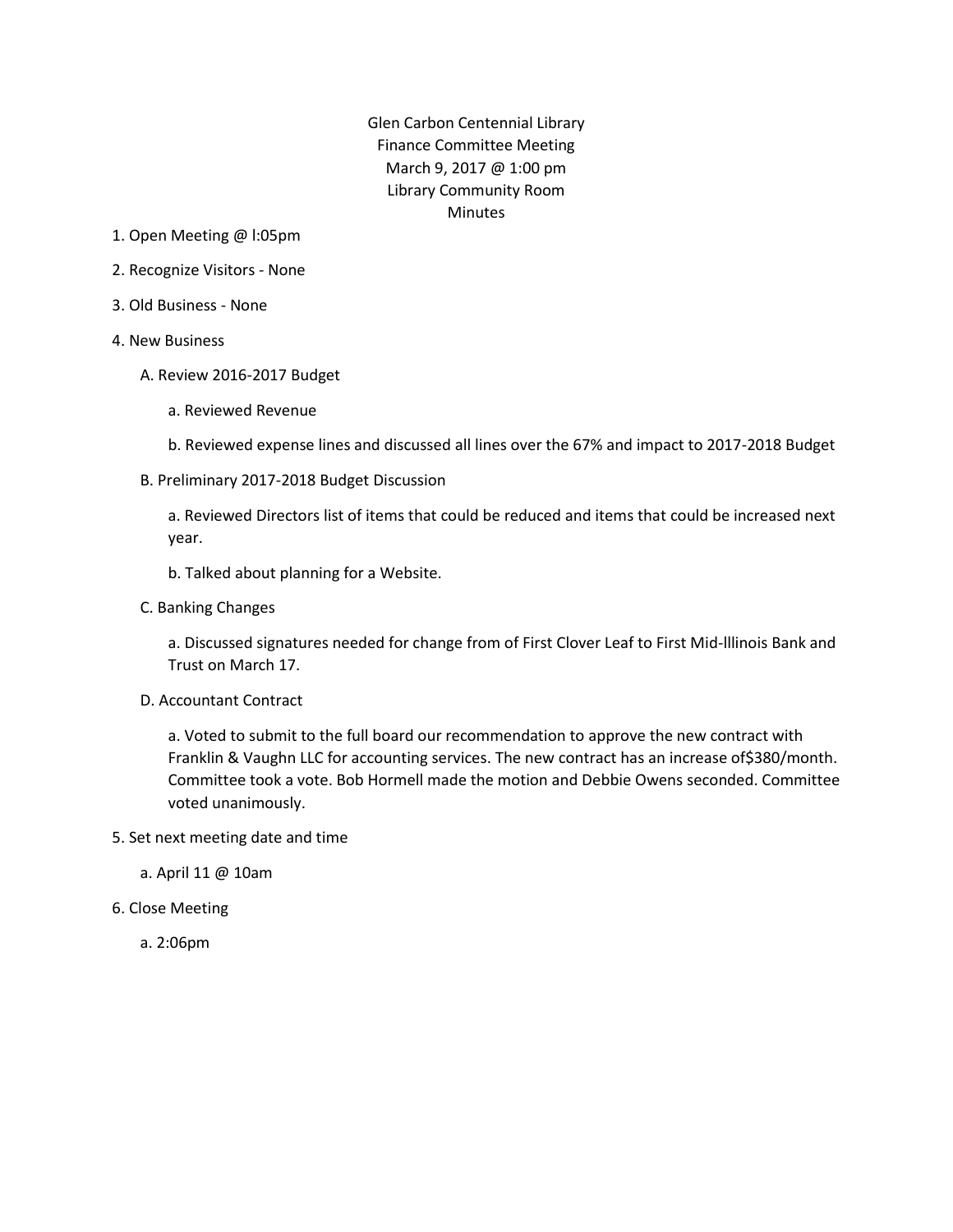Glen Carbon Centennial Library
Finance Committee Meeting
March 9, 2017 @ 1:00 pm
Library Community Room
Minutes

1. Open Meeting @ l:05pm

2. Recognize Visitors - None

3. Old Business - None

4. New Business

   A. Review 2016-2017 Budget

      a. Reviewed Revenue

      b. Reviewed expense lines and discussed all lines over the 67% and impact to 2017-2018 Budget

   B. Preliminary 2017-2018 Budget Discussion

      a. Reviewed Directors list of items that could be reduced and items that could be increased next year.

      b. Talked about planning for a Website.

   C. Banking Changes

      a. Discussed signatures needed for change from of First Clover Leaf to First Mid-lllinois Bank and Trust on March 17.

   D. Accountant Contract

      a. Voted to submit to the full board our recommendation to approve the new contract with Franklin & Vaughn LLC for accounting services. The new contract has an increase of$380/month. Committee took a vote. Bob Hormell made the motion and Debbie Owens seconded. Committee voted unanimously.

5. Set next meeting date and time

   a. April 11 @ 10am

6. Close Meeting

   a. 2:06pm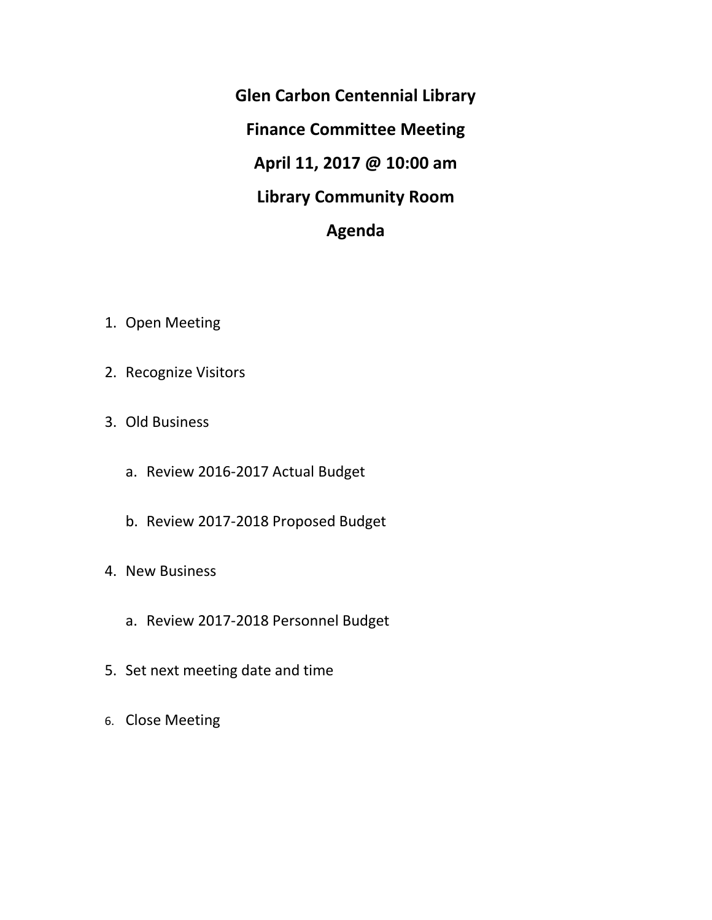# Glen Carbon Centennial Library

## Finance Committee Meeting

## April 11, 2017 @ 10:00 am

## Library Community Room

## Agenda

1. Open Meeting
2. Recognize Visitors
3. Old Business
   a. Review 2016-2017 Actual Budget
   b. Review 2017-2018 Proposed Budget
4. New Business
   a. Review 2017-2018 Personnel Budget
5. Set next meeting date and time
6. Close Meeting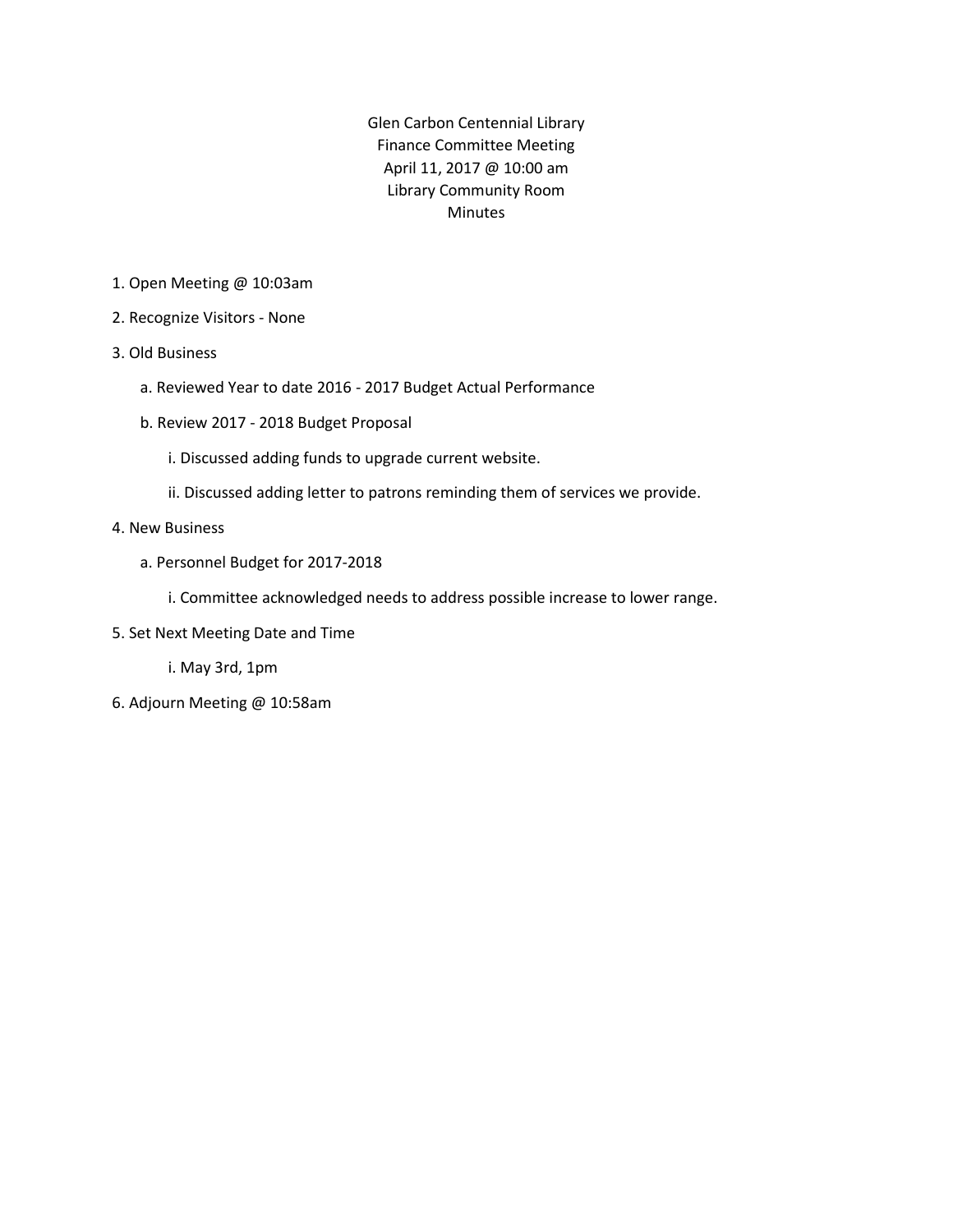Glen Carbon Centennial Library
Finance Committee Meeting
April 11, 2017 @ 10:00 am
Library Community Room
Minutes

1. Open Meeting @ 10:03am
2. Recognize Visitors - None
3. Old Business
   - a. Reviewed Year to date 2016 - 2017 Budget Actual Performance
   - b. Review 2017 - 2018 Budget Proposal
     - i. Discussed adding funds to upgrade current website.
     - ii. Discussed adding letter to patrons reminding them of services we provide.
4. New Business
   - a. Personnel Budget for 2017-2018
     - i. Committee acknowledged needs to address possible increase to lower range.
5. Set Next Meeting Date and Time
   - i. May 3rd, 1pm
6. Adjourn Meeting @ 10:58am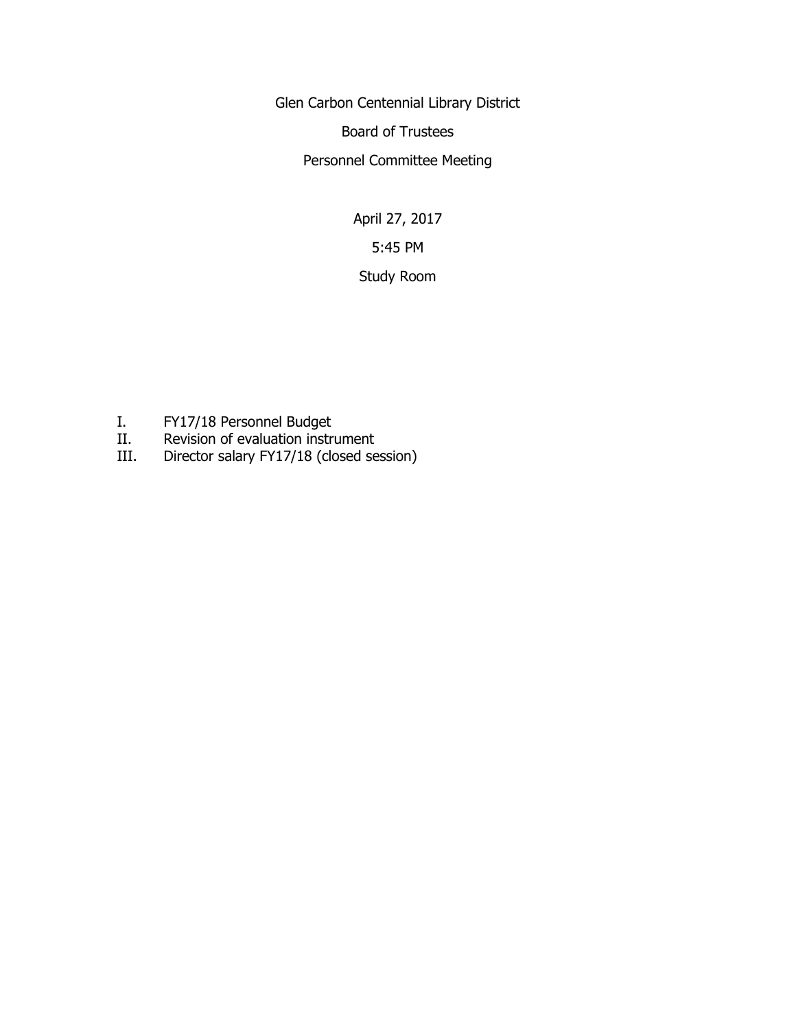Glen Carbon Centennial Library District

Board of Trustees

Personnel Committee Meeting

April 27, 2017

5:45 PM

Study Room

I. FY17/18 Personnel Budget
II. Revision of evaluation instrument
III. Director salary FY17/18 (closed session)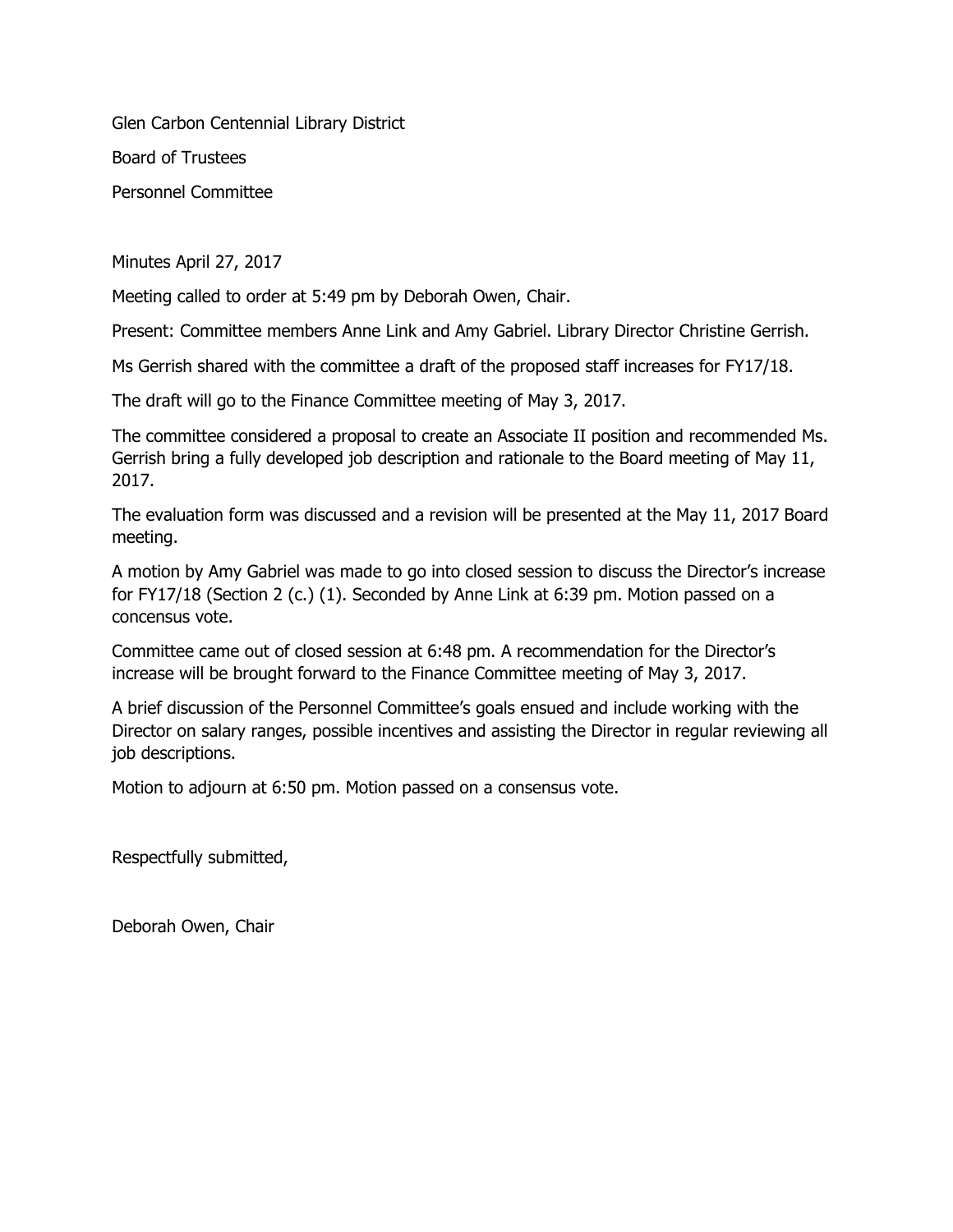Glen Carbon Centennial Library District

Board of Trustees

Personnel Committee

Minutes April 27, 2017

Meeting called to order at 5:49 pm by Deborah Owen, Chair.

Present: Committee members Anne Link and Amy Gabriel. Library Director Christine Gerrish.

Ms Gerrish shared with the committee a draft of the proposed staff increases for FY17/18.

The draft will go to the Finance Committee meeting of May 3, 2017.

The committee considered a proposal to create an Associate II position and recommended Ms. Gerrish bring a fully developed job description and rationale to the Board meeting of May 11, 2017.

The evaluation form was discussed and a revision will be presented at the May 11, 2017 Board meeting.

A motion by Amy Gabriel was made to go into closed session to discuss the Director's increase for FY17/18 (Section 2 (c.) (1). Seconded by Anne Link at 6:39 pm. Motion passed on a concensus vote.

Committee came out of closed session at 6:48 pm. A recommendation for the Director's increase will be brought forward to the Finance Committee meeting of May 3, 2017.

A brief discussion of the Personnel Committee's goals ensued and include working with the Director on salary ranges, possible incentives and assisting the Director in regular reviewing all job descriptions.

Motion to adjourn at 6:50 pm. Motion passed on a consensus vote.

Respectfully submitted,

Deborah Owen, Chair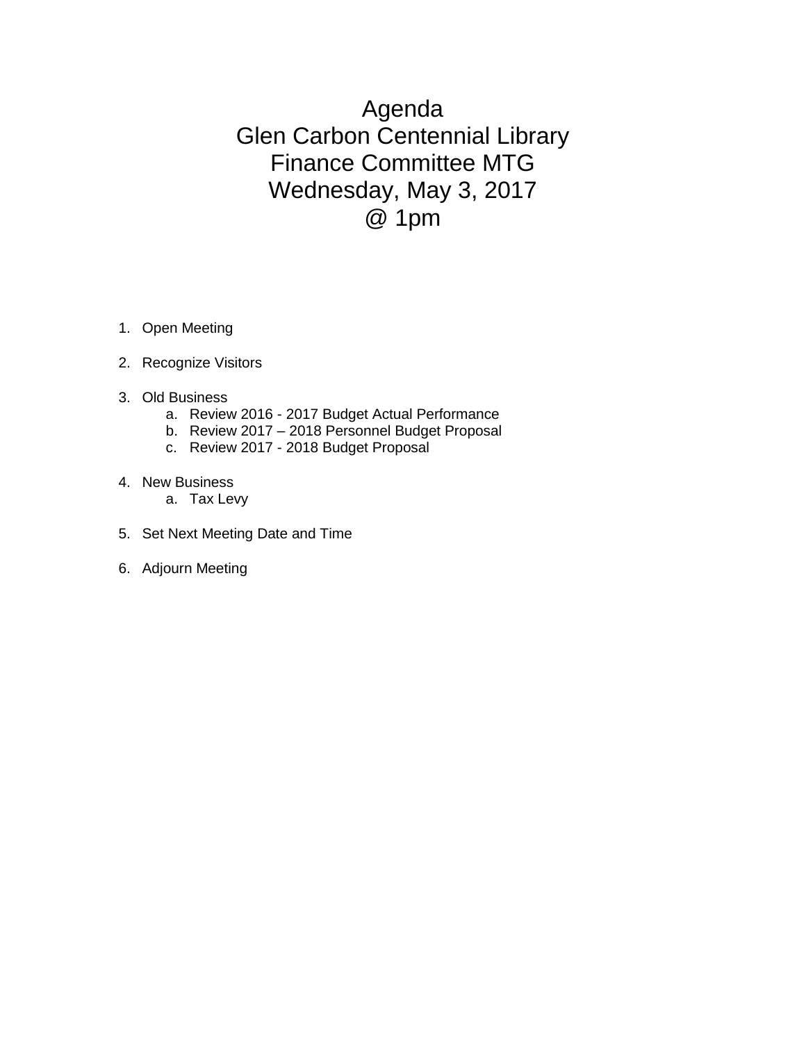# Agenda
# Glen Carbon Centennial Library
# Finance Committee MTG
# Wednesday, May 3, 2017
# @ 1pm

1. Open Meeting
2. Recognize Visitors
3. Old Business
    a. Review 2016 - 2017 Budget Actual Performance
    b. Review 2017 – 2018 Personnel Budget Proposal
    c. Review 2017 - 2018 Budget Proposal
4. New Business
    a. Tax Levy
5. Set Next Meeting Date and Time
6. Adjourn Meeting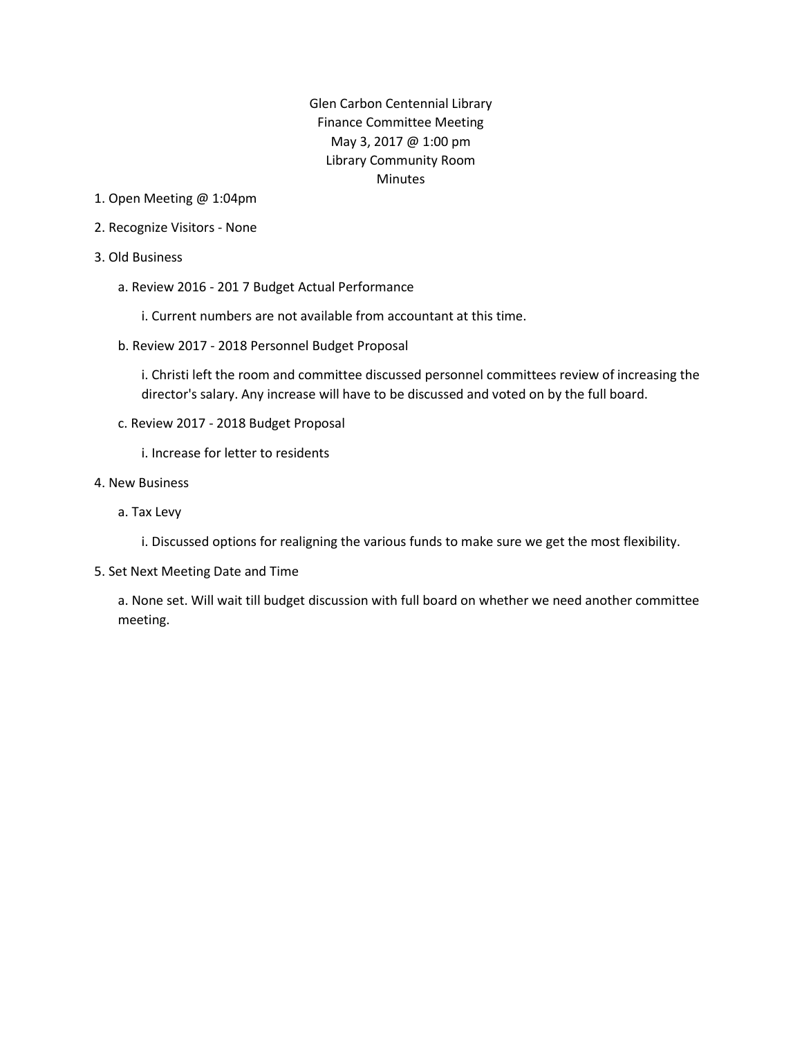Glen Carbon Centennial Library
Finance Committee Meeting
May 3, 2017 @ 1:00 pm
Library Community Room
Minutes

1. Open Meeting @ 1:04pm
2. Recognize Visitors - None
3. Old Business
    a. Review 2016 - 201 7 Budget Actual Performance
        i. Current numbers are not available from accountant at this time.
    b. Review 2017 - 2018 Personnel Budget Proposal
        i. Christi left the room and committee discussed personnel committees review of increasing the director's salary. Any increase will have to be discussed and voted on by the full board.
    c. Review 2017 - 2018 Budget Proposal
        i. Increase for letter to residents
4. New Business
    a. Tax Levy
        i. Discussed options for realigning the various funds to make sure we get the most flexibility.
5. Set Next Meeting Date and Time
    a. None set. Will wait till budget discussion with full board on whether we need another committee meeting.